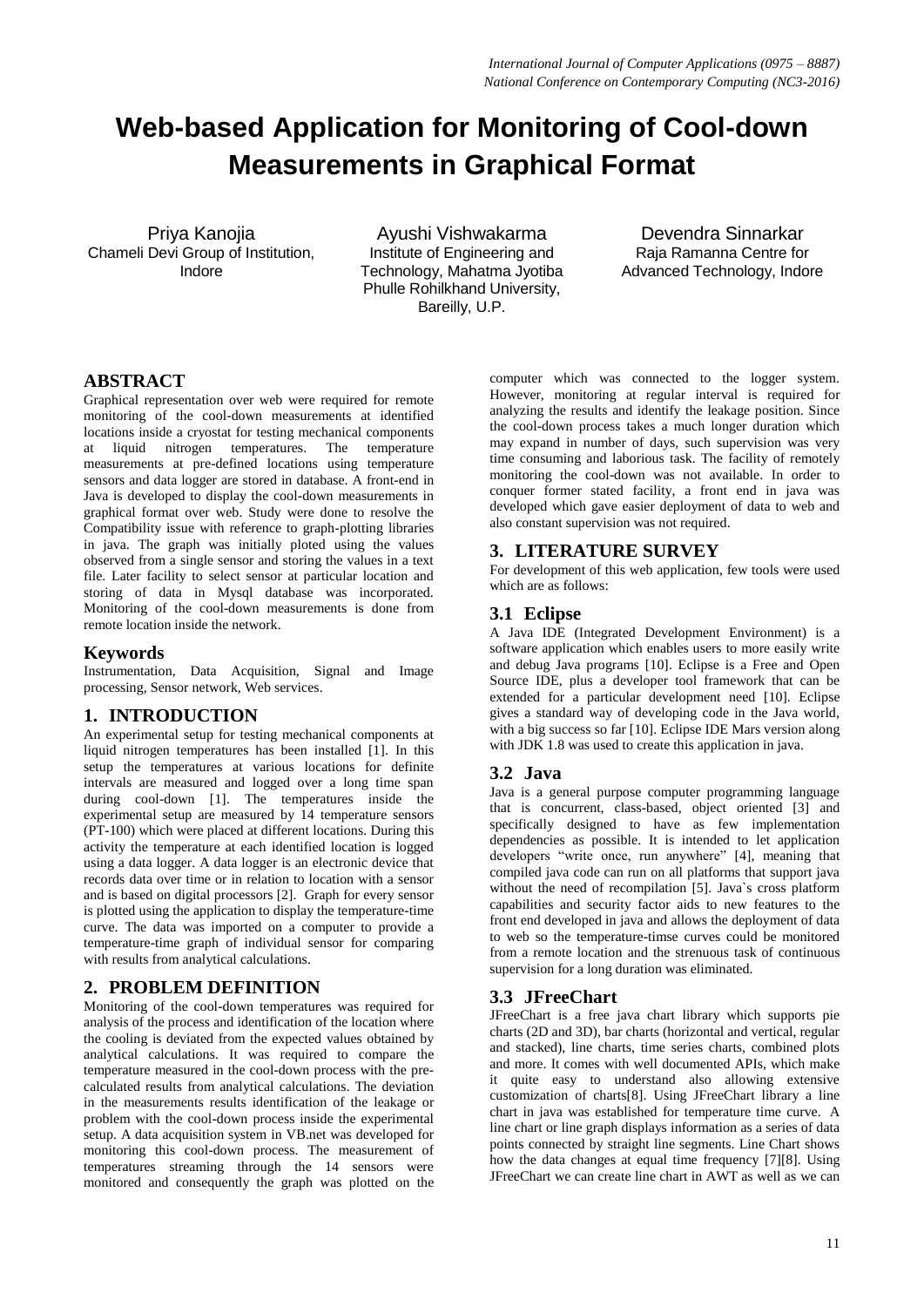# Web-based Application for Monitoring of Cool-down Measurements in Graphical Format

Priya Kanojia
Chameli Devi Group of Institution, Indore

Ayushi Vishwakarma
Institute of Engineering and Technology, Mahatma Jyotiba Phulle Rohilkhand University, Bareilly, U.P.

Devendra Sinnarkar
Raja Ramanna Centre for Advanced Technology, Indore

## ABSTRACT

Graphical representation over web were required for remote monitoring of the cool-down measurements at identified locations inside a cryostat for testing mechanical components at liquid nitrogen temperatures. The temperature measurements at pre-defined locations using temperature sensors and data logger are stored in database. A front-end in Java is developed to display the cool-down measurements in graphical format over web. Study were done to resolve the Compatibility issue with reference to graph-plotting libraries in java. The graph was initially ploted using the values observed from a single sensor and storing the values in a text file. Later facility to select sensor at particular location and storing of data in Mysql database was incorporated. Monitoring of the cool-down measurements is done from remote location inside the network.

### Keywords

Instrumentation, Data Acquisition, Signal and Image processing, Sensor network, Web services.

## 1. INTRODUCTION

An experimental setup for testing mechanical components at liquid nitrogen temperatures has been installed [1]. In this setup the temperatures at various locations for definite intervals are measured and logged over a long time span during cool-down [1]. The temperatures inside the experimental setup are measured by 14 temperature sensors (PT-100) which were placed at different locations. During this activity the temperature at each identified location is logged using a data logger. A data logger is an electronic device that records data over time or in relation to location with a sensor and is based on digital processors [2]. Graph for every sensor is plotted using the application to display the temperature-time curve. The data was imported on a computer to provide a temperature-time graph of individual sensor for comparing with results from analytical calculations.

## 2. PROBLEM DEFINITION

Monitoring of the cool-down temperatures was required for analysis of the process and identification of the location where the cooling is deviated from the expected values obtained by analytical calculations. It was required to compare the temperature measured in the cool-down process with the pre-calculated results from analytical calculations. The deviation in the measurements results identification of the leakage or problem with the cool-down process inside the experimental setup. A data acquisition system in VB.net was developed for monitoring this cool-down process. The measurement of temperatures streaming through the 14 sensors were monitored and consequently the graph was plotted on the computer which was connected to the logger system. However, monitoring at regular interval is required for analyzing the results and identify the leakage position. Since the cool-down process takes a much longer duration which may expand in number of days, such supervision was very time consuming and laborious task. The facility of remotely monitoring the cool-down was not available. In order to conquer former stated facility, a front end in java was developed which gave easier deployment of data to web and also constant supervision was not required.

## 3. LITERATURE SURVEY

For development of this web application, few tools were used which are as follows:

### 3.1 Eclipse

A Java IDE (Integrated Development Environment) is a software application which enables users to more easily write and debug Java programs [10]. Eclipse is a Free and Open Source IDE, plus a developer tool framework that can be extended for a particular development need [10]. Eclipse gives a standard way of developing code in the Java world, with a big success so far [10]. Eclipse IDE Mars version along with JDK 1.8 was used to create this application in java.

### 3.2 Java

Java is a general purpose computer programming language that is concurrent, class-based, object oriented [3] and specifically designed to have as few implementation dependencies as possible. It is intended to let application developers "write once, run anywhere" [4], meaning that compiled java code can run on all platforms that support java without the need of recompilation [5]. Java`s cross platform capabilities and security factor aids to new features to the front end developed in java and allows the deployment of data to web so the temperature-timse curves could be monitored from a remote location and the strenuous task of continuous supervision for a long duration was eliminated.

### 3.3 JFreeChart

JFreeChart is a free java chart library which supports pie charts (2D and 3D), bar charts (horizontal and vertical, regular and stacked), line charts, time series charts, combined plots and more. It comes with well documented APIs, which make it quite easy to understand also allowing extensive customization of charts[8]. Using JFreeChart library a line chart in java was established for temperature time curve. A line chart or line graph displays information as a series of data points connected by straight line segments. Line Chart shows how the data changes at equal time frequency [7][8]. Using JFreeChart we can create line chart in AWT as well as we can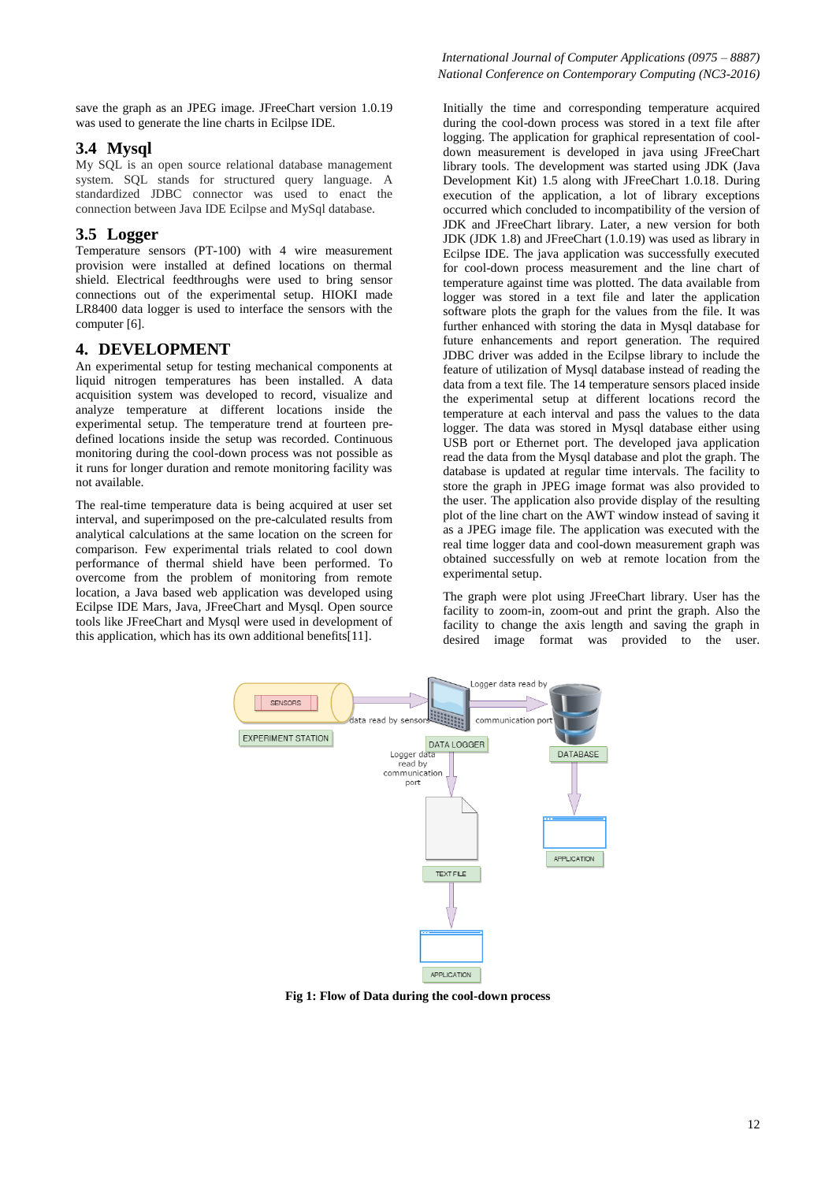save the graph as an JPEG image. JFreeChart version 1.0.19 was used to generate the line charts in Ecilpse IDE.

### 3.4 Mysql

My SQL is an open source relational database management system. SQL stands for structured query language. A standardized JDBC connector was used to enact the connection between Java IDE Eclipse and MySql database.

### 3.5 Logger

Temperature sensors (PT-100) with 4 wire measurement provision were installed at defined locations on thermal shield. Electrical feedthroughs were used to bring sensor connections out of the experimental setup. HIOKI made LR8400 data logger is used to interface the sensors with the computer [6].

## 4. DEVELOPMENT

An experimental setup for testing mechanical components at liquid nitrogen temperatures has been installed. A data acquisition system was developed to record, visualize and analyze temperature at different locations inside the experimental setup. The temperature trend at fourteen pre-defined locations inside the setup was recorded. Continuous monitoring during the cool-down process was not possible as it runs for longer duration and remote monitoring facility was not available.

The real-time temperature data is being acquired at user set interval, and superimposed on the pre-calculated results from analytical calculations at the same location on the screen for comparison. Few experimental trials related to cool down performance of thermal shield have been performed. To overcome from the problem of monitoring from remote location, a Java based web application was developed using Ecilpse IDE Mars, Java, JFreeChart and Mysql. Open source tools like JFreeChart and Mysql were used in development of this application, which has its own additional benefits[11].

Initially the time and corresponding temperature acquired during the cool-down process was stored in a text file after logging. The application for graphical representation of cool-down measurement is developed in java using JFreeChart library tools. The development was started using JDK (Java Development Kit) 1.5 along with JFreeChart 1.0.18. During execution of the application, a lot of library exceptions occurred which concluded to incompatibility of the version of JDK and JFreeChart library. Later, a new version for both JDK (JDK 1.8) and JFreeChart (1.0.19) was used as library in Ecilpse IDE. The java application was successfully executed for cool-down process measurement and the line chart of temperature against time was plotted. The data available from logger was stored in a text file and later the application software plots the graph for the values from the file. It was further enhanced with storing the data in Mysql database for future enhancements and report generation. The required JDBC driver was added in the Eclipse library to include the feature of utilization of Mysql database instead of reading the data from a text file. The 14 temperature sensors placed inside the experimental setup at different locations record the temperature at each interval and pass the values to the data logger. The data was stored in Mysql database either using USB port or Ethernet port. The developed java application read the data from the Mysql database and plot the graph. The database is updated at regular time intervals. The facility to store the graph in JPEG image format was also provided to the user. The application also provide display of the resulting plot of the line chart on the AWT window instead of saving it as a JPEG image file. The application was executed with the real time logger data and cool-down measurement graph was obtained successfully on web at remote location from the experimental setup.

The graph were plot using JFreeChart library. User has the facility to zoom-in, zoom-out and print the graph. Also the facility to change the axis length and saving the graph in desired image format was provided to the user.

SENSORS — EXPERIMENT STATION — data read by sensors — DATA LOGGER — Logger data read by communication port — DATABASE — APPLICATION — Logger data read by communication port — TEXT FILE — APPLICATION

**Fig 1: Flow of Data during the cool-down process**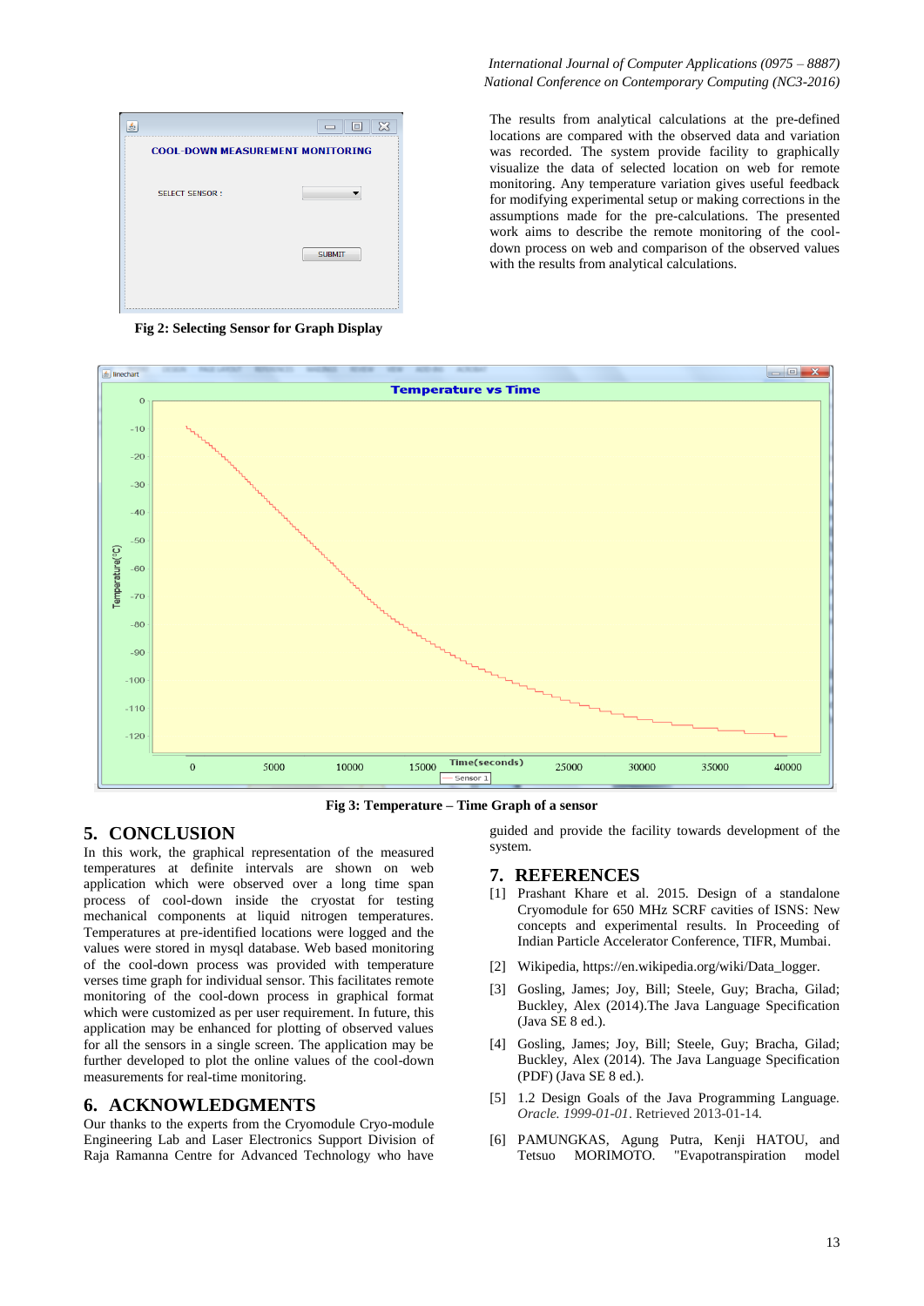The results from analytical calculations at the pre-defined locations are compared with the observed data and variation was recorded. The system provide facility to graphically visualize the data of selected location on web for remote monitoring. Any temperature variation gives useful feedback for modifying experimental setup or making corrections in the assumptions made for the pre-calculations. The presented work aims to describe the remote monitoring of the cool-down process on web and comparison of the observed values with the results from analytical calculations.

**Fig 2: Selecting Sensor for Graph Display**

**Fig 3: Temperature – Time Graph of a sensor**

## 5. CONCLUSION

In this work, the graphical representation of the measured temperatures at definite intervals are shown on web application which were observed over a long time span process of cool-down inside the cryostat for testing mechanical components at liquid nitrogen temperatures. Temperatures at pre-identified locations were logged and the values were stored in mysql database. Web based monitoring of the cool-down process was provided with temperature verses time graph for individual sensor. This facilitates remote monitoring of the cool-down process in graphical format which were customized as per user requirement. In future, this application may be enhanced for plotting of observed values for all the sensors in a single screen. The application may be further developed to plot the online values of the cool-down measurements for real-time monitoring.

## 6. ACKNOWLEDGMENTS

Our thanks to the experts from the Cryomodule Cryo-module Engineering Lab and Laser Electronics Support Division of Raja Ramanna Centre for Advanced Technology who have guided and provide the facility towards development of the system.

## 7. REFERENCES

[1] Prashant Khare et al. 2015. Design of a standalone Cryomodule for 650 MHz SCRF cavities of ISNS: New concepts and experimental results. In Proceeding of Indian Particle Accelerator Conference, TIFR, Mumbai.

[2] Wikipedia, https://en.wikipedia.org/wiki/Data_logger.

[3] Gosling, James; Joy, Bill; Steele, Guy; Bracha, Gilad; Buckley, Alex (2014).The Java Language Specification (Java SE 8 ed.).

[4] Gosling, James; Joy, Bill; Steele, Guy; Bracha, Gilad; Buckley, Alex (2014). The Java Language Specification (PDF) (Java SE 8 ed.).

[5] 1.2 Design Goals of the Java Programming Language. *Oracle. 1999-01-01*. Retrieved 2013-01-14.

[6] PAMUNGKAS, Agung Putra, Kenji HATOU, and Tetsuo MORIMOTO. "Evapotranspiration model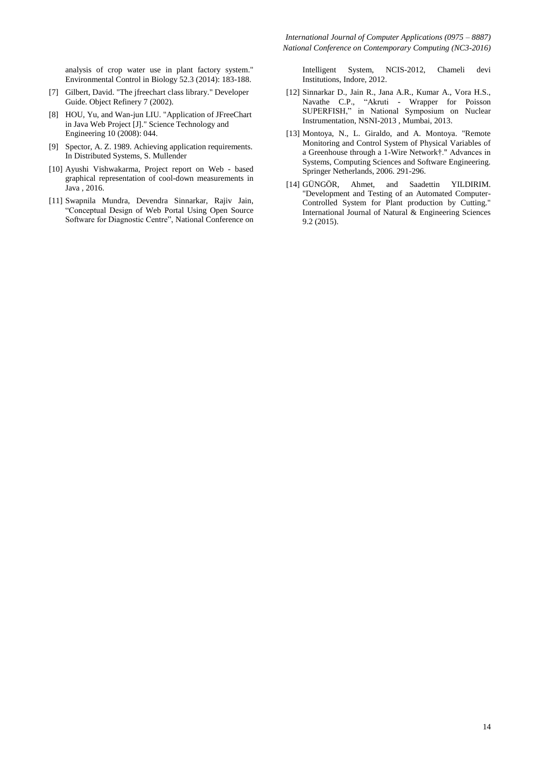analysis of crop water use in plant factory system." Environmental Control in Biology 52.3 (2014): 183-188.

[7] Gilbert, David. "The jfreechart class library." Developer Guide. Object Refinery 7 (2002).

[8] HOU, Yu, and Wan-jun LIU. "Application of JFreeChart in Java Web Project [J]." Science Technology and Engineering 10 (2008): 044.

[9] Spector, A. Z. 1989. Achieving application requirements. In Distributed Systems, S. Mullender

[10] Ayushi Vishwakarma, Project report on Web - based graphical representation of cool-down measurements in Java , 2016.

[11] Swapnila Mundra, Devendra Sinnarkar, Rajiv Jain, "Conceptual Design of Web Portal Using Open Source Software for Diagnostic Centre", National Conference on Intelligent System, NCIS-2012, Chameli devi Institutions, Indore, 2012.

[12] Sinnarkar D., Jain R., Jana A.R., Kumar A., Vora H.S., Navathe C.P., "Akruti - Wrapper for Poisson SUPERFISH," in National Symposium on Nuclear Instrumentation, NSNI-2013 , Mumbai, 2013.

[13] Montoya, N., L. Giraldo, and A. Montoya. "Remote Monitoring and Control System of Physical Variables of a Greenhouse through a 1-Wire Network†." Advances in Systems, Computing Sciences and Software Engineering. Springer Netherlands, 2006. 291-296.

[14] GÜNGÖR, Ahmet, and Saadettin YILDIRIM. "Development and Testing of an Automated Computer-Controlled System for Plant production by Cutting." International Journal of Natural & Engineering Sciences 9.2 (2015).